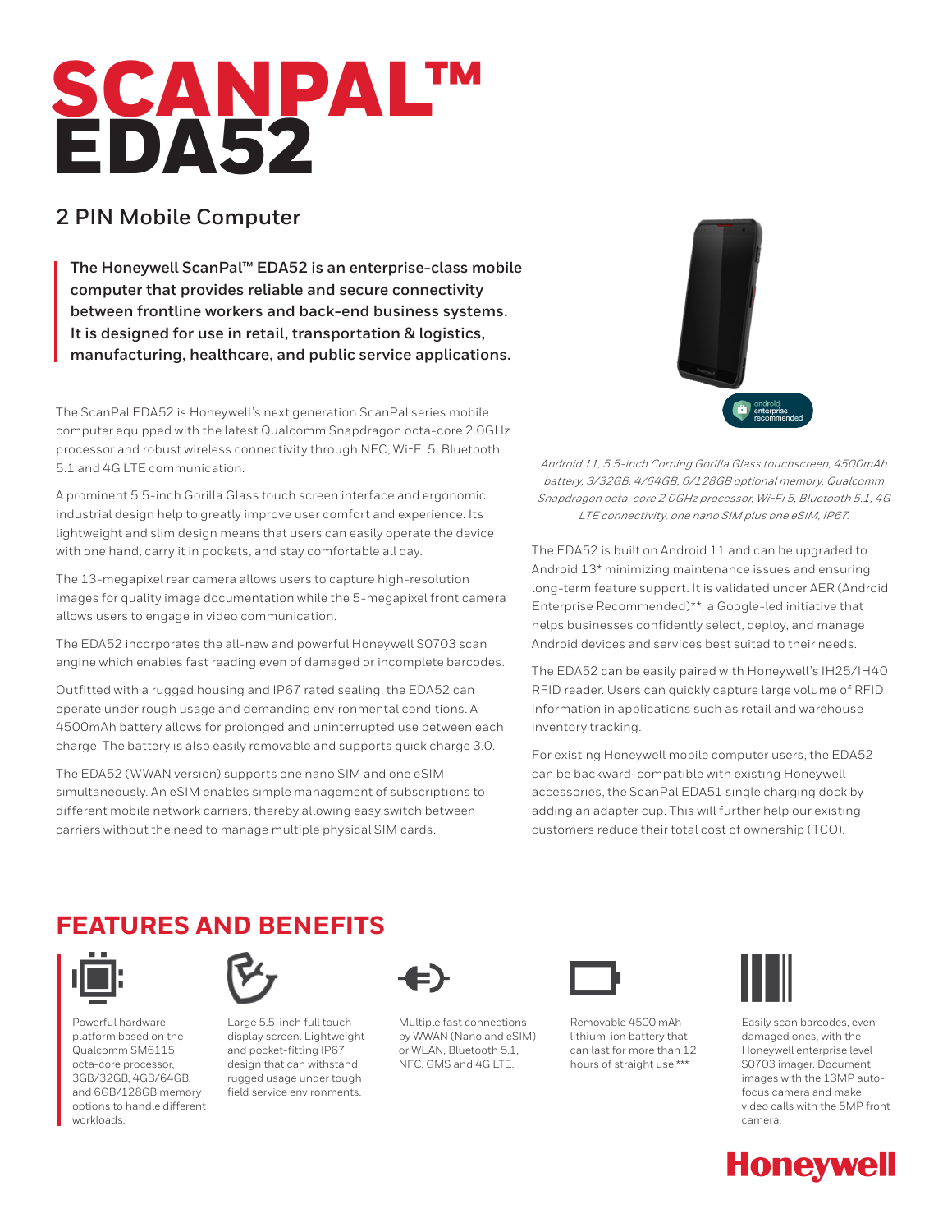# SCANPAL™ EDA52

## 2 PIN Mobile Computer

**The Honeywell ScanPal™ EDA52 is an enterprise-class mobile computer that provides reliable and secure connectivity between frontline workers and back-end business systems. It is designed for use in retail, transportation & logistics, manufacturing, healthcare, and public service applications.**

The ScanPal EDA52 is Honeywell's next generation ScanPal series mobile computer equipped with the latest Qualcomm Snapdragon octa-core 2.0GHz processor and robust wireless connectivity through NFC, Wi-Fi 5, Bluetooth 5.1 and 4G LTE communication.

A prominent 5.5-inch Gorilla Glass touch screen interface and ergonomic industrial design help to greatly improve user comfort and experience. Its lightweight and slim design means that users can easily operate the device with one hand, carry it in pockets, and stay comfortable all day.

The 13-megapixel rear camera allows users to capture high-resolution images for quality image documentation while the 5-megapixel front camera allows users to engage in video communication.

The EDA52 incorporates the all-new and powerful Honeywell S0703 scan engine which enables fast reading of even of damaged or incomplete barcodes.

Outfitted with a rugged housing and IP67 rated sealing, the EDA52 can operate under rough usage and demanding environmental conditions. A 4500mAh battery allows for prolonged and uninterrupted use between each charge. The battery is also easily removable and supports quick charge 3.0.

The EDA52 (WWAN version) supports one nano SIM and one eSIM simultaneously. An eSIM enables simple management of subscriptions to different mobile network carriers, thereby allowing easy switch between carriers without the need to manage multiple physical SIM cards.

*Android 11, 5.5-inch Corning Gorilla Glass touchscreen, 4500mAh battery, 3/32GB, 4/64GB, 6/128GB optional memory, Qualcomm Snapdragon octa-core 2.0GHz processor, Wi-Fi 5, Bluetooth 5.1, 4G LTE connectivity, one nano SIM plus one eSIM, IP67.*

The EDA52 is built on Android 11 and can be upgraded to Android 13* minimizing maintenance issues and ensuring long-term feature support. It is validated under AER (Android Enterprise Recommended)**, a Google-led initiative that helps businesses confidently select, deploy, and manage Android devices and services best suited to their needs.

The EDA52 can be easily paired with Honeywell's IH25/IH40 RFID reader. Users can quickly capture large volume of RFID information in applications such as retail and warehouse inventory tracking.

For existing Honeywell mobile computer users, the EDA52 can be backward-compatible with existing Honeywell accessories, the ScanPal EDA51 single charging dock by adding an adapter cup. This will further help our existing customers reduce their total cost of ownership (TCO).

## FEATURES AND BENEFITS

- Powerful hardware platform based on the Qualcomm SM6115 octa-core processor, 3GB/32GB, 4GB/64GB, and 6GB/128GB memory options to handle different workloads.
- Large 5.5-inch full touch display screen. Lightweight and pocket-fitting IP67 design that can withstand rugged usage under tough field service environments.
- Multiple fast connections by WWAN (Nano and eSIM) or WLAN, Bluetooth 5.1, NFC, GMS and 4G LTE.
- Removable 4500 mAh lithium-ion battery that can last for more than 12 hours of straight use.***
- Easily scan barcodes, even damaged ones, with the Honeywell enterprise level S0703 imager. Document images with the 13MP auto-focus camera and make video calls with the 5MP front camera.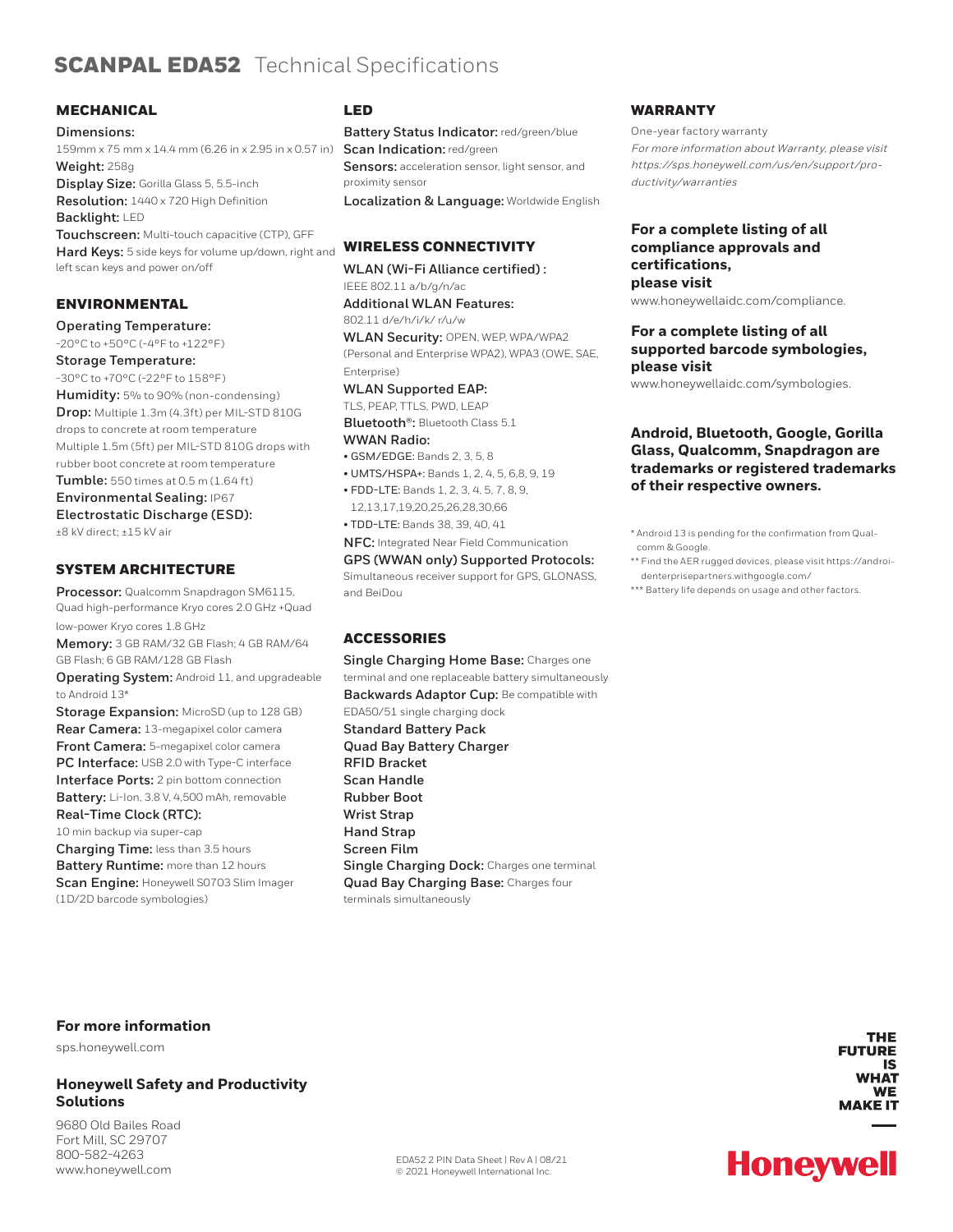# SCANPAL EDA52 Technical Specifications

## MECHANICAL

**Dimensions:**
159mm x 75 mm x 14.4 mm (6.26 in x 2.95 in x 0.57 in)
**Weight:** 258g
**Display Size:** Gorilla Glass 5, 5.5-inch
**Resolution:** 1440 x 720 High Definition
**Backlight:** LED
**Touchscreen:** Multi-touch capacitive (CTP), GFF
**Hard Keys:** 5 side keys for volume up/down, right and left scan keys and power on/off

## ENVIRONMENTAL

**Operating Temperature:**
-20°C to +50°C (-4°F to +122°F)
**Storage Temperature:**
-30°C to +70°C (-22°F to 158°F)
**Humidity:** 5% to 90% (non-condensing)
**Drop:** Multiple 1.3m (4.3ft) per MIL-STD 810G drops to concrete at room temperature
Multiple 1.5m (5ft) per MIL-STD 810G drops with rubber boot concrete at room temperature
**Tumble:** 550 times at 0.5 m (1.64 ft)
**Environmental Sealing:** IP67
**Electrostatic Discharge (ESD):**
±8 kV direct; ±15 kV air

## SYSTEM ARCHITECTURE

**Processor:** Qualcomm Snapdragon SM6115, Quad high-performance Kryo cores 2.0 GHz +Quad low-power Kryo cores 1.8 GHz
**Memory:** 3 GB RAM/32 GB Flash; 4 GB RAM/64 GB Flash; 6 GB RAM/128 GB Flash
**Operating System:** Android 11, and upgradeable to Android 13*
**Storage Expansion:** MicroSD (up to 128 GB)
**Rear Camera:** 13-megapixel color camera
**Front Camera:** 5-megapixel color camera
**PC Interface:** USB 2.0 with Type-C interface
**Interface Ports:** 2 pin bottom connection
**Battery:** Li-Ion, 3.8 V, 4,500 mAh, removable
**Real-Time Clock (RTC):**
10 min backup via super-cap
**Charging Time:** less than 3.5 hours
**Battery Runtime:** more than 12 hours
**Scan Engine:** Honeywell S0703 Slim Imager (1D/2D barcode symbologies)

## LED

**Battery Status Indicator:** red/green/blue
**Scan Indication:** red/green
**Sensors:** acceleration sensor, light sensor, and proximity sensor
**Localization & Language:** Worldwide English

## WIRELESS CONNECTIVITY

**WLAN (Wi-Fi Alliance certified) :**
IEEE 802.11 a/b/g/n/ac
**Additional WLAN Features:**
802.11 d/e/h/i/k/ r/u/w
**WLAN Security:** OPEN, WEP, WPA/WPA2 (Personal and Enterprise WPA2), WPA3 (OWE, SAE, Enterprise)
**WLAN Supported EAP:**
TLS, PEAP, TTLS, PWD, LEAP
**Bluetooth®:** Bluetooth Class 5.1
**WWAN Radio:**

- GSM/EDGE: Bands 2, 3, 5, 8
- UMTS/HSPA+: Bands 1, 2, 4, 5, 6,8, 9, 19
- FDD-LTE: Bands 1, 2, 3, 4, 5, 7, 8, 9, 12,13,17,19,20,25,26,28,30,66
- TDD-LTE: Bands 38, 39, 40, 41

**NFC:** Integrated Near Field Communication
**GPS (WWAN only) Supported Protocols:**
Simultaneous receiver support for GPS, GLONASS, and BeiDou

## ACCESSORIES

**Single Charging Home Base:** Charges one terminal and one replaceable battery simultaneously
**Backwards Adaptor Cup:** Be compatible with EDA50/51 single charging dock
**Standard Battery Pack**
**Quad Bay Battery Charger**
**RFID Bracket**
**Scan Handle**
**Rubber Boot**
**Wrist Strap**
**Hand Strap**
**Screen Film**
**Single Charging Dock:** Charges one terminal
**Quad Bay Charging Base:** Charges four terminals simultaneously

## WARRANTY

One-year factory warranty
*For more information about Warranty, please visit https://sps.honeywell.com/us/en/support/productivity/warranties*

**For a complete listing of all compliance approvals and certifications, please visit**
www.honeywellaidc.com/compliance.

**For a complete listing of all supported barcode symbologies, please visit**
www.honeywellaidc.com/symbologies.

**Android, Bluetooth, Google, Gorilla Glass, Qualcomm, Snapdragon are trademarks or registered trademarks of their respective owners.**

\* Android 13 is pending for the confirmation from Qualcomm & Google.
\*\* Find the AER rugged devices, please visit https://androidenterprisepartners.withgoogle.com/
\*\*\* Battery life depends on usage and other factors.

**For more information**
sps.honeywell.com

**Honeywell Safety and Productivity Solutions**
9680 Old Bailes Road
Fort Mill, SC 29707
800-582-4263
www.honeywell.com

EDA52 2 PIN Data Sheet | Rev A | 08/21
© 2021 Honeywell International Inc.

THE FUTURE IS WHAT WE MAKE IT

Honeywell